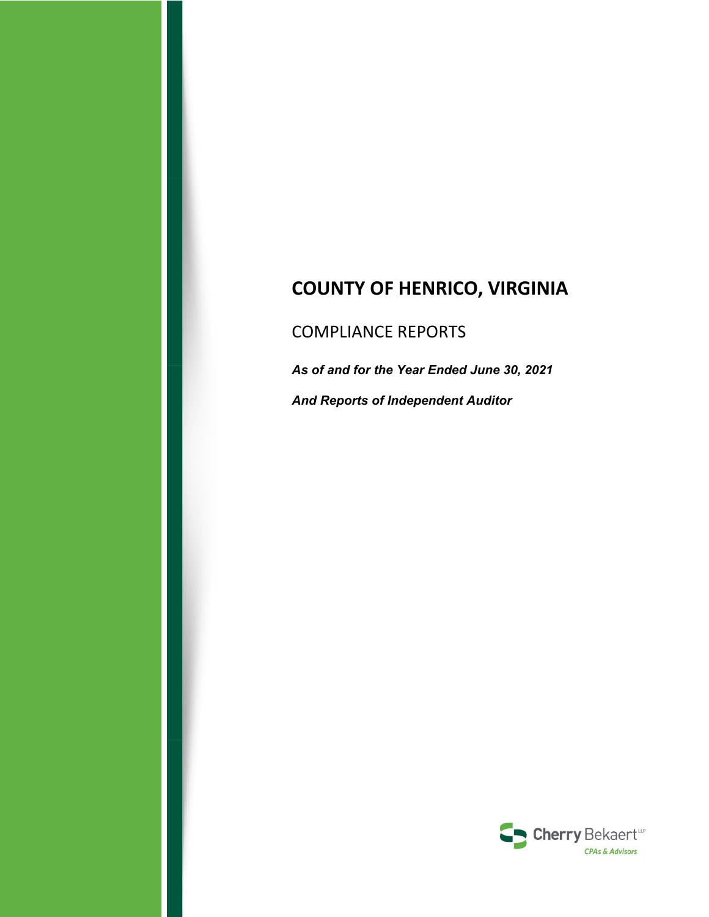# COUNTY OF HENRICO, VIRGINIA

## COMPLIANCE REPORTS

***As of and for the Year Ended June 30, 2021***

***And Reports of Independent Auditor***

Cherry Bekaert LLP

CPAs & Advisors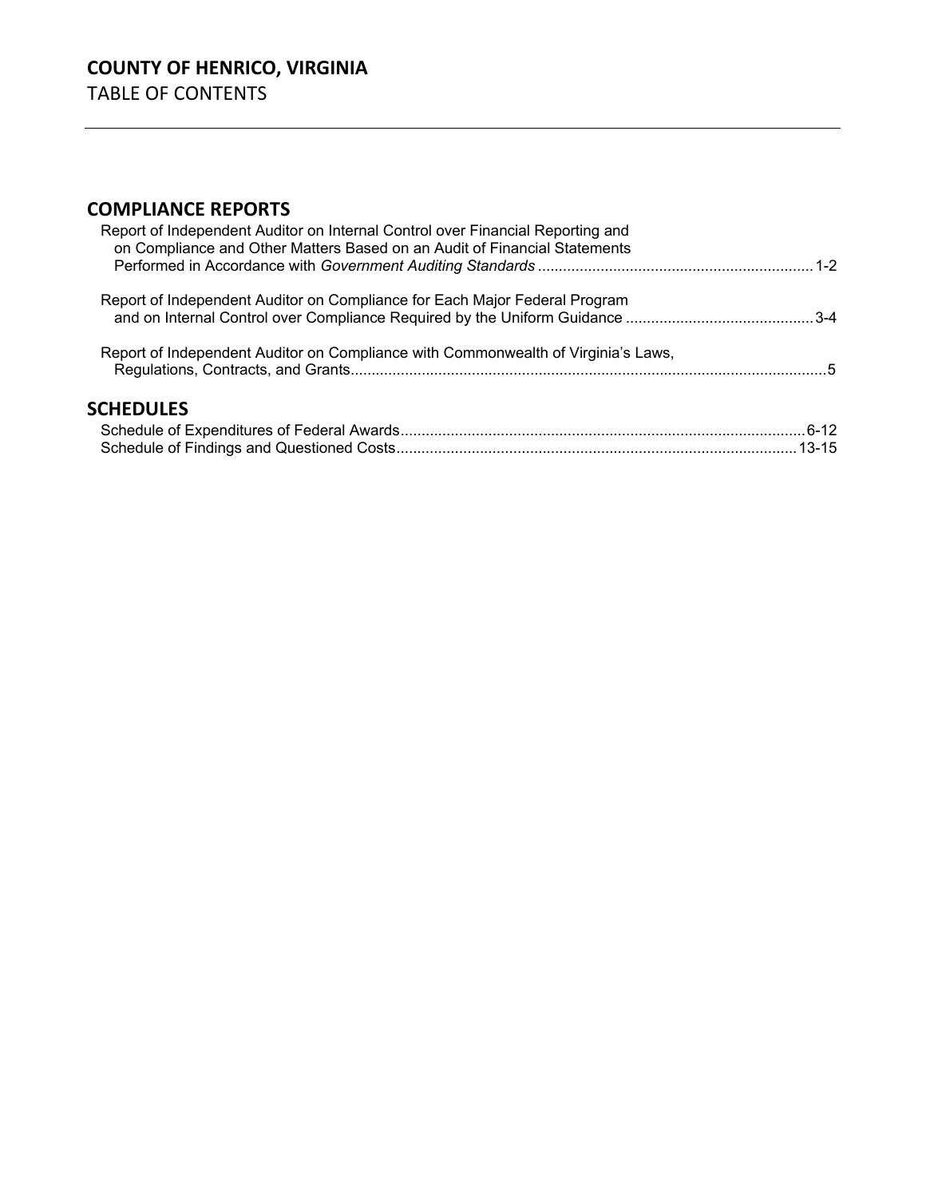# COUNTY OF HENRICO, VIRGINIA

TABLE OF CONTENTS

## COMPLIANCE REPORTS

| | |
|---|---|
| Report of Independent Auditor on Internal Control over Financial Reporting and on Compliance and Other Matters Based on an Audit of Financial Statements Performed in Accordance with *Government Auditing Standards* | 1-2 |
| Report of Independent Auditor on Compliance for Each Major Federal Program and on Internal Control over Compliance Required by the Uniform Guidance | 3-4 |
| Report of Independent Auditor on Compliance with Commonwealth of Virginia's Laws, Regulations, Contracts, and Grants | 5 |

## SCHEDULES

| | |
|---|---|
| Schedule of Expenditures of Federal Awards | 6-12 |
| Schedule of Findings and Questioned Costs | 13-15 |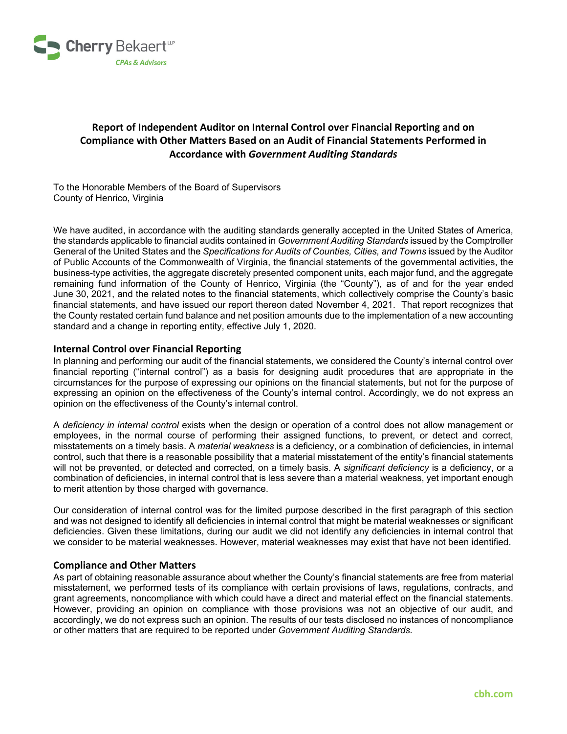# Report of Independent Auditor on Internal Control over Financial Reporting and on Compliance with Other Matters Based on an Audit of Financial Statements Performed in Accordance with *Government Auditing Standards*

To the Honorable Members of the Board of Supervisors
County of Henrico, Virginia

We have audited, in accordance with the auditing standards generally accepted in the United States of America, the standards applicable to financial audits contained in *Government Auditing Standards* issued by the Comptroller General of the United States and the *Specifications for Audits of Counties, Cities, and Towns* issued by the Auditor of Public Accounts of the Commonwealth of Virginia, the financial statements of the governmental activities, the business-type activities, the aggregate discretely presented component units, each major fund, and the aggregate remaining fund information of the County of Henrico, Virginia (the "County"), as of and for the year ended June 30, 2021, and the related notes to the financial statements, which collectively comprise the County's basic financial statements, and have issued our report thereon dated November 4, 2021. That report recognizes that the County restated certain fund balance and net position amounts due to the implementation of a new accounting standard and a change in reporting entity, effective July 1, 2020.

## Internal Control over Financial Reporting

In planning and performing our audit of the financial statements, we considered the County's internal control over financial reporting ("internal control") as a basis for designing audit procedures that are appropriate in the circumstances for the purpose of expressing our opinions on the financial statements, but not for the purpose of expressing an opinion on the effectiveness of the County's internal control. Accordingly, we do not express an opinion on the effectiveness of the County's internal control.

A *deficiency in internal control* exists when the design or operation of a control does not allow management or employees, in the normal course of performing their assigned functions, to prevent, or detect and correct, misstatements on a timely basis. A *material weakness* is a deficiency, or a combination of deficiencies, in internal control, such that there is a reasonable possibility that a material misstatement of the entity's financial statements will not be prevented, or detected and corrected, on a timely basis. A *significant deficiency* is a deficiency, or a combination of deficiencies, in internal control that is less severe than a material weakness, yet important enough to merit attention by those charged with governance.

Our consideration of internal control was for the limited purpose described in the first paragraph of this section and was not designed to identify all deficiencies in internal control that might be material weaknesses or significant deficiencies. Given these limitations, during our audit we did not identify any deficiencies in internal control that we consider to be material weaknesses. However, material weaknesses may exist that have not been identified.

## Compliance and Other Matters

As part of obtaining reasonable assurance about whether the County's financial statements are free from material misstatement, we performed tests of its compliance with certain provisions of laws, regulations, contracts, and grant agreements, noncompliance with which could have a direct and material effect on the financial statements. However, providing an opinion on compliance with those provisions was not an objective of our audit, and accordingly, we do not express such an opinion. The results of our tests disclosed no instances of noncompliance or other matters that are required to be reported under *Government Auditing Standards*.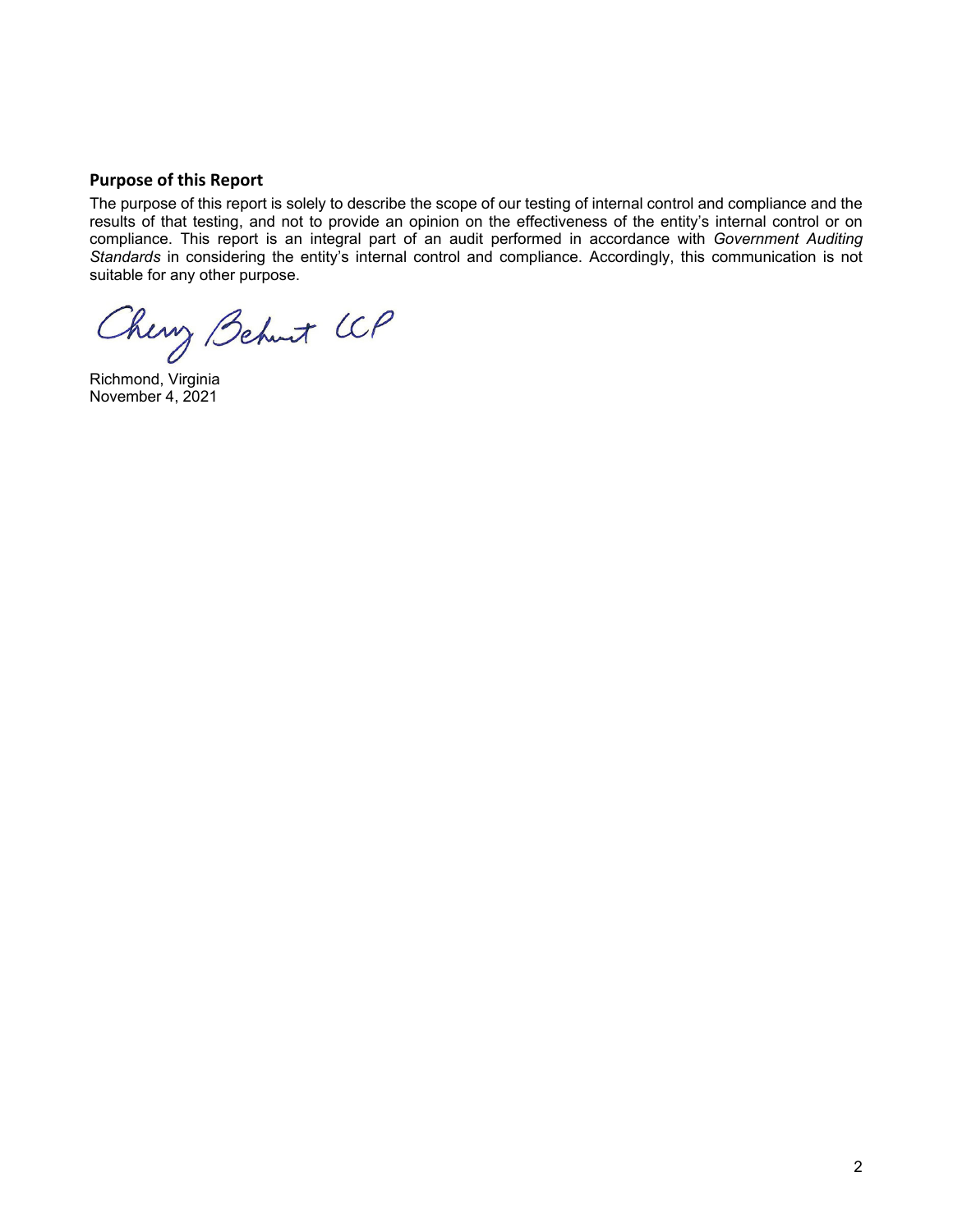## Purpose of this Report

The purpose of this report is solely to describe the scope of our testing of internal control and compliance and the results of that testing, and not to provide an opinion on the effectiveness of the entity's internal control or on compliance. This report is an integral part of an audit performed in accordance with *Government Auditing Standards* in considering the entity's internal control and compliance. Accordingly, this communication is not suitable for any other purpose.

Cherry Bekaert LLP

Richmond, Virginia
November 4, 2021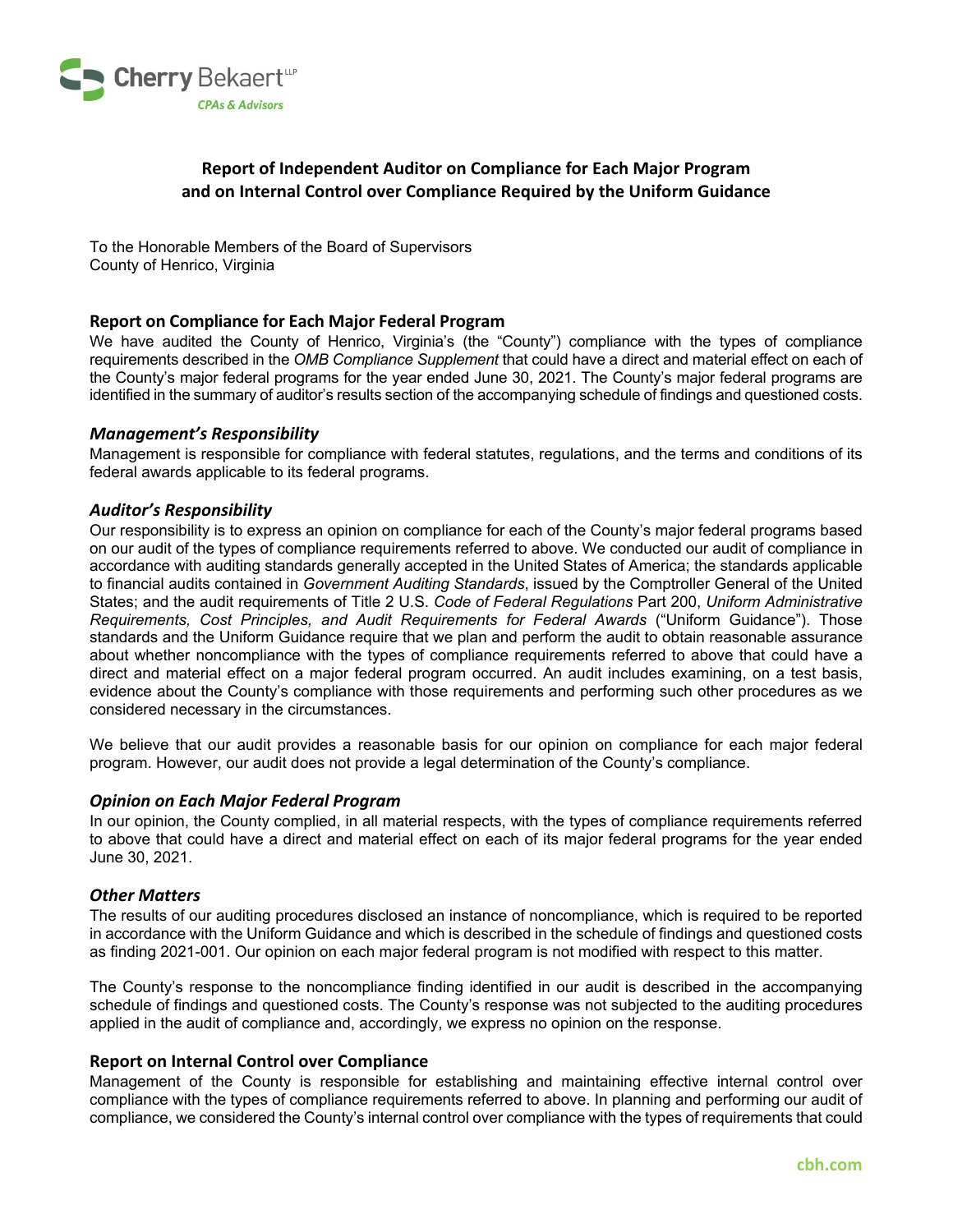# Report of Independent Auditor on Compliance for Each Major Program and on Internal Control over Compliance Required by the Uniform Guidance

To the Honorable Members of the Board of Supervisors
County of Henrico, Virginia

## Report on Compliance for Each Major Federal Program

We have audited the County of Henrico, Virginia's (the "County") compliance with the types of compliance requirements described in the *OMB Compliance Supplement* that could have a direct and material effect on each of the County's major federal programs for the year ended June 30, 2021. The County's major federal programs are identified in the summary of auditor's results section of the accompanying schedule of findings and questioned costs.

### *Management's Responsibility*

Management is responsible for compliance with federal statutes, regulations, and the terms and conditions of its federal awards applicable to its federal programs.

### *Auditor's Responsibility*

Our responsibility is to express an opinion on compliance for each of the County's major federal programs based on our audit of the types of compliance requirements referred to above. We conducted our audit of compliance in accordance with auditing standards generally accepted in the United States of America; the standards applicable to financial audits contained in *Government Auditing Standards*, issued by the Comptroller General of the United States; and the audit requirements of Title 2 U.S. *Code of Federal Regulations* Part 200, *Uniform Administrative Requirements, Cost Principles, and Audit Requirements for Federal Awards* ("Uniform Guidance"). Those standards and the Uniform Guidance require that we plan and perform the audit to obtain reasonable assurance about whether noncompliance with the types of compliance requirements referred to above that could have a direct and material effect on a major federal program occurred. An audit includes examining, on a test basis, evidence about the County's compliance with those requirements and performing such other procedures as we considered necessary in the circumstances.

We believe that our audit provides a reasonable basis for our opinion on compliance for each major federal program. However, our audit does not provide a legal determination of the County's compliance.

### *Opinion on Each Major Federal Program*

In our opinion, the County complied, in all material respects, with the types of compliance requirements referred to above that could have a direct and material effect on each of its major federal programs for the year ended June 30, 2021.

### *Other Matters*

The results of our auditing procedures disclosed an instance of noncompliance, which is required to be reported in accordance with the Uniform Guidance and which is described in the schedule of findings and questioned costs as finding 2021-001. Our opinion on each major federal program is not modified with respect to this matter.

The County's response to the noncompliance finding identified in our audit is described in the accompanying schedule of findings and questioned costs. The County's response was not subjected to the auditing procedures applied in the audit of compliance and, accordingly, we express no opinion on the response.

## Report on Internal Control over Compliance

Management of the County is responsible for establishing and maintaining effective internal control over compliance with the types of compliance requirements referred to above. In planning and performing our audit of compliance, we considered the County's internal control over compliance with the types of requirements that could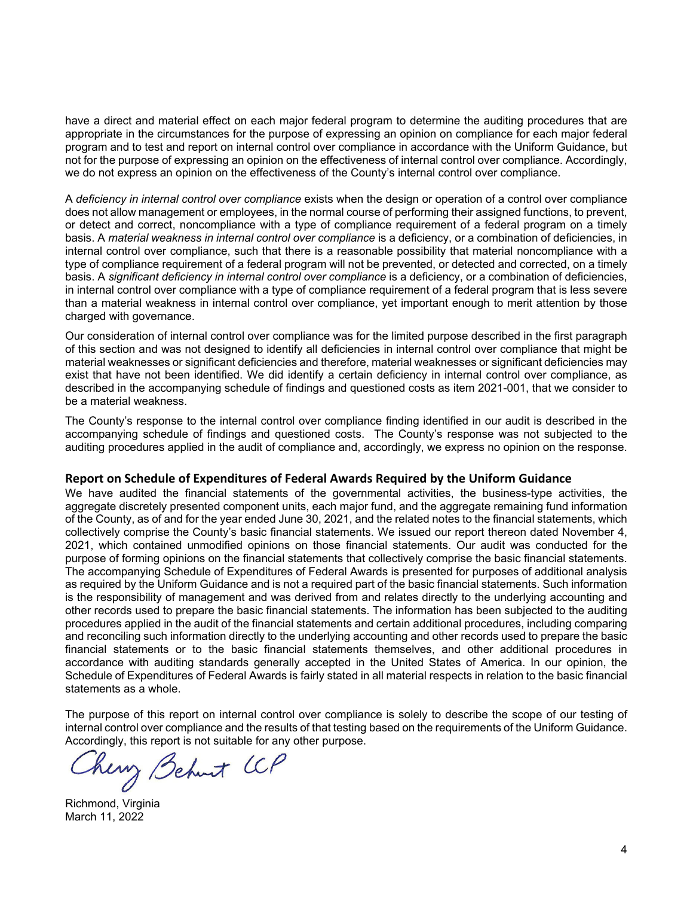have a direct and material effect on each major federal program to determine the auditing procedures that are appropriate in the circumstances for the purpose of expressing an opinion on compliance for each major federal program and to test and report on internal control over compliance in accordance with the Uniform Guidance, but not for the purpose of expressing an opinion on the effectiveness of internal control over compliance. Accordingly, we do not express an opinion on the effectiveness of the County's internal control over compliance.

A *deficiency in internal control over compliance* exists when the design or operation of a control over compliance does not allow management or employees, in the normal course of performing their assigned functions, to prevent, or detect and correct, noncompliance with a type of compliance requirement of a federal program on a timely basis. A *material weakness in internal control over compliance* is a deficiency, or a combination of deficiencies, in internal control over compliance, such that there is a reasonable possibility that material noncompliance with a type of compliance requirement of a federal program will not be prevented, or detected and corrected, on a timely basis. A *significant deficiency in internal control over compliance* is a deficiency, or a combination of deficiencies, in internal control over compliance with a type of compliance requirement of a federal program that is less severe than a material weakness in internal control over compliance, yet important enough to merit attention by those charged with governance.

Our consideration of internal control over compliance was for the limited purpose described in the first paragraph of this section and was not designed to identify all deficiencies in internal control over compliance that might be material weaknesses or significant deficiencies and therefore, material weaknesses or significant deficiencies may exist that have not been identified. We did identify a certain deficiency in internal control over compliance, as described in the accompanying schedule of findings and questioned costs as item 2021-001, that we consider to be a material weakness.

The County's response to the internal control over compliance finding identified in our audit is described in the accompanying schedule of findings and questioned costs. The County's response was not subjected to the auditing procedures applied in the audit of compliance and, accordingly, we express no opinion on the response.

## Report on Schedule of Expenditures of Federal Awards Required by the Uniform Guidance

We have audited the financial statements of the governmental activities, the business-type activities, the aggregate discretely presented component units, each major fund, and the aggregate remaining fund information of the County, as of and for the year ended June 30, 2021, and the related notes to the financial statements, which collectively comprise the County's basic financial statements. We issued our report thereon dated November 4, 2021, which contained unmodified opinions on those financial statements. Our audit was conducted for the purpose of forming opinions on the financial statements that collectively comprise the basic financial statements. The accompanying Schedule of Expenditures of Federal Awards is presented for purposes of additional analysis as required by the Uniform Guidance and is not a required part of the basic financial statements. Such information is the responsibility of management and was derived from and relates directly to the underlying accounting and other records used to prepare the basic financial statements. The information has been subjected to the auditing procedures applied in the audit of the financial statements and certain additional procedures, including comparing and reconciling such information directly to the underlying accounting and other records used to prepare the basic financial statements or to the basic financial statements themselves, and other additional procedures in accordance with auditing standards generally accepted in the United States of America. In our opinion, the Schedule of Expenditures of Federal Awards is fairly stated in all material respects in relation to the basic financial statements as a whole.

The purpose of this report on internal control over compliance is solely to describe the scope of our testing of internal control over compliance and the results of that testing based on the requirements of the Uniform Guidance. Accordingly, this report is not suitable for any other purpose.

Cherry Bekaert LLP

Richmond, Virginia
March 11, 2022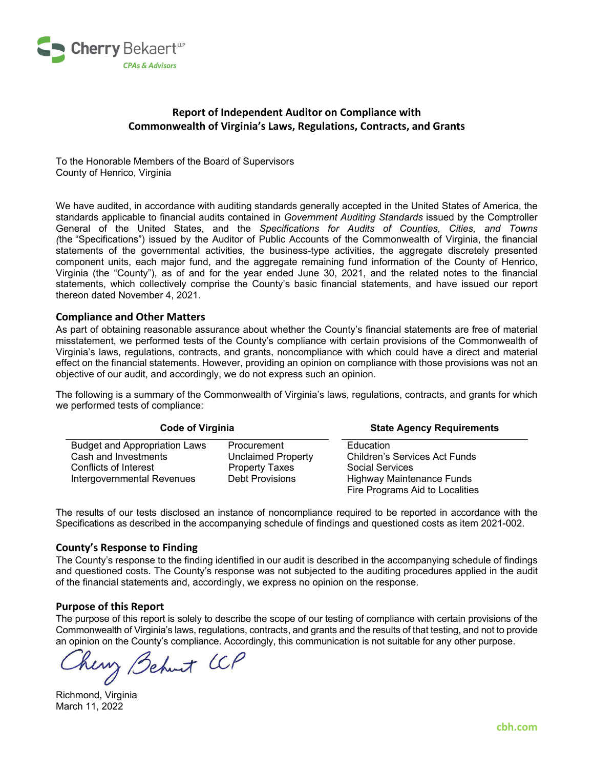Cherry Bekaert LLP
CPAs & Advisors

## Report of Independent Auditor on Compliance with Commonwealth of Virginia's Laws, Regulations, Contracts, and Grants

To the Honorable Members of the Board of Supervisors
County of Henrico, Virginia

We have audited, in accordance with auditing standards generally accepted in the United States of America, the standards applicable to financial audits contained in *Government Auditing Standards* issued by the Comptroller General of the United States, and the *Specifications for Audits of Counties, Cities, and Towns* (the "Specifications") issued by the Auditor of Public Accounts of the Commonwealth of Virginia, the financial statements of the governmental activities, the business-type activities, the aggregate discretely presented component units, each major fund, and the aggregate remaining fund information of the County of Henrico, Virginia (the "County"), as of and for the year ended June 30, 2021, and the related notes to the financial statements, which collectively comprise the County's basic financial statements, and have issued our report thereon dated November 4, 2021.

### Compliance and Other Matters

As part of obtaining reasonable assurance about whether the County's financial statements are free of material misstatement, we performed tests of the County's compliance with certain provisions of the Commonwealth of Virginia's laws, regulations, contracts, and grants, noncompliance with which could have a direct and material effect on the financial statements. However, providing an opinion on compliance with those provisions was not an objective of our audit, and accordingly, we do not express such an opinion.

The following is a summary of the Commonwealth of Virginia's laws, regulations, contracts, and grants for which we performed tests of compliance:

| Code of Virginia | | State Agency Requirements |
|---|---|---|
| Budget and Appropriation Laws | Procurement | Education |
| Cash and Investments | Unclaimed Property | Children's Services Act Funds |
| Conflicts of Interest | Property Taxes | Social Services |
| Intergovernmental Revenues | Debt Provisions | Highway Maintenance Funds |
| | | Fire Programs Aid to Localities |

The results of our tests disclosed an instance of noncompliance required to be reported in accordance with the Specifications as described in the accompanying schedule of findings and questioned costs as item 2021-002.

### County's Response to Finding

The County's response to the finding identified in our audit is described in the accompanying schedule of findings and questioned costs. The County's response was not subjected to the auditing procedures applied in the audit of the financial statements and, accordingly, we express no opinion on the response.

### Purpose of this Report

The purpose of this report is solely to describe the scope of our testing of compliance with certain provisions of the Commonwealth of Virginia's laws, regulations, contracts, and grants and the results of that testing, and not to provide an opinion on the County's compliance. Accordingly, this communication is not suitable for any other purpose.

Cherry Bekaert LLP

Richmond, Virginia
March 11, 2022

cbh.com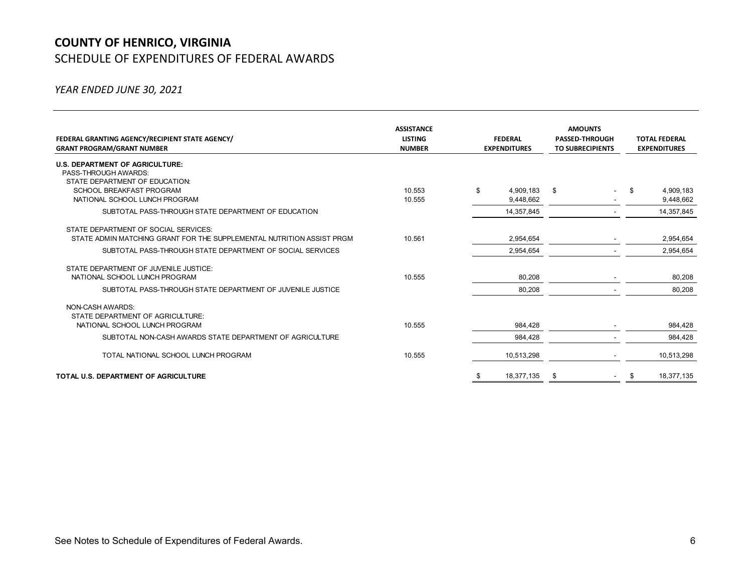# COUNTY OF HENRICO, VIRGINIA
## SCHEDULE OF EXPENDITURES OF FEDERAL AWARDS

*YEAR ENDED JUNE 30, 2021*

| FEDERAL GRANTING AGENCY/RECIPIENT STATE AGENCY/ GRANT PROGRAM/GRANT NUMBER | ASSISTANCE LISTING NUMBER | FEDERAL EXPENDITURES | AMOUNTS PASSED-THROUGH TO SUBRECIPIENTS | TOTAL FEDERAL EXPENDITURES |
|---|---|---|---|---|
| **U.S. DEPARTMENT OF AGRICULTURE:** | | | | |
| PASS-THROUGH AWARDS: | | | | |
| STATE DEPARTMENT OF EDUCATION: | | | | |
| SCHOOL BREAKFAST PROGRAM | 10.553 | $ 4,909,183 | $ - | $ 4,909,183 |
| NATIONAL SCHOOL LUNCH PROGRAM | 10.555 | 9,448,662 | - | 9,448,662 |
| SUBTOTAL PASS-THROUGH STATE DEPARTMENT OF EDUCATION | | 14,357,845 | - | 14,357,845 |
| STATE DEPARTMENT OF SOCIAL SERVICES: | | | | |
| STATE ADMIN MATCHING GRANT FOR THE SUPPLEMENTAL NUTRITION ASSIST PRGM | 10.561 | 2,954,654 | - | 2,954,654 |
| SUBTOTAL PASS-THROUGH STATE DEPARTMENT OF SOCIAL SERVICES | | 2,954,654 | - | 2,954,654 |
| STATE DEPARTMENT OF JUVENILE JUSTICE: | | | | |
| NATIONAL SCHOOL LUNCH PROGRAM | 10.555 | 80,208 | - | 80,208 |
| SUBTOTAL PASS-THROUGH STATE DEPARTMENT OF JUVENILE JUSTICE | | 80,208 | - | 80,208 |
| NON-CASH AWARDS: | | | | |
| STATE DEPARTMENT OF AGRICULTURE: | | | | |
| NATIONAL SCHOOL LUNCH PROGRAM | 10.555 | 984,428 | - | 984,428 |
| SUBTOTAL NON-CASH AWARDS STATE DEPARTMENT OF AGRICULTURE | | 984,428 | - | 984,428 |
| TOTAL NATIONAL SCHOOL LUNCH PROGRAM | 10.555 | 10,513,298 | - | 10,513,298 |
| **TOTAL U.S. DEPARTMENT OF AGRICULTURE** | | $ 18,377,135 | $ - | $ 18,377,135 |

See Notes to Schedule of Expenditures of Federal Awards.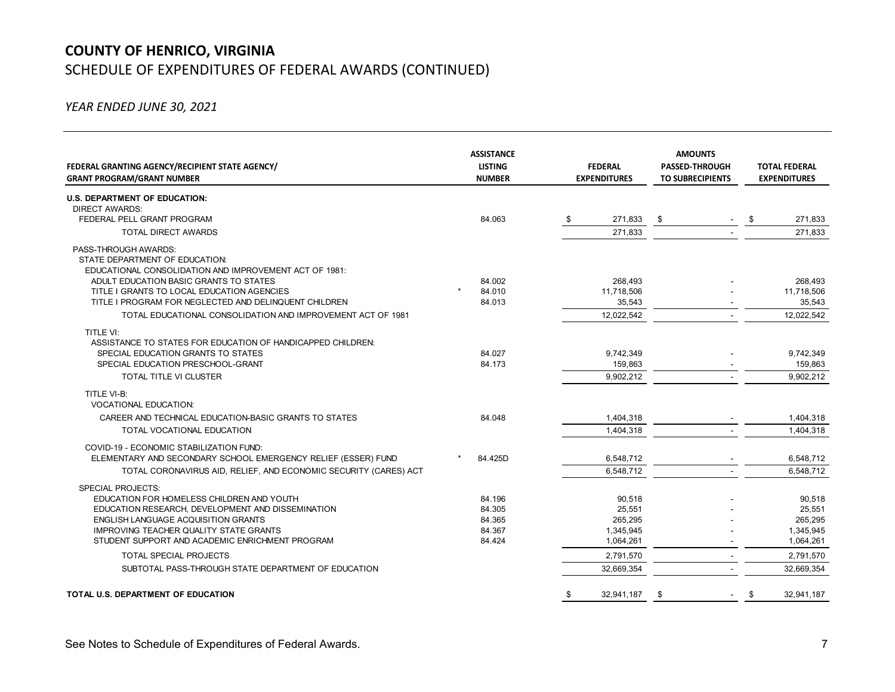# COUNTY OF HENRICO, VIRGINIA

## SCHEDULE OF EXPENDITURES OF FEDERAL AWARDS (CONTINUED)

*YEAR ENDED JUNE 30, 2021*

| FEDERAL GRANTING AGENCY/RECIPIENT STATE AGENCY/ GRANT PROGRAM/GRANT NUMBER | | ASSISTANCE LISTING NUMBER | FEDERAL EXPENDITURES | AMOUNTS PASSED-THROUGH TO SUBRECIPIENTS | TOTAL FEDERAL EXPENDITURES |
|---|---|---|---|---|---|
| **U.S. DEPARTMENT OF EDUCATION:** | | | | | |
| DIRECT AWARDS: | | | | | |
| FEDERAL PELL GRANT PROGRAM | | 84.063 | $ 271,833 | $ - | $ 271,833 |
| TOTAL DIRECT AWARDS | | | 271,833 | - | 271,833 |
| PASS-THROUGH AWARDS: | | | | | |
| STATE DEPARTMENT OF EDUCATION: | | | | | |
| EDUCATIONAL CONSOLIDATION AND IMPROVEMENT ACT OF 1981: | | | | | |
| ADULT EDUCATION BASIC GRANTS TO STATES | | 84.002 | 268,493 | - | 268,493 |
| TITLE I GRANTS TO LOCAL EDUCATION AGENCIES | * | 84.010 | 11,718,506 | - | 11,718,506 |
| TITLE I PROGRAM FOR NEGLECTED AND DELINQUENT CHILDREN | | 84.013 | 35,543 | - | 35,543 |
| TOTAL EDUCATIONAL CONSOLIDATION AND IMPROVEMENT ACT OF 1981 | | | 12,022,542 | - | 12,022,542 |
| TITLE VI: | | | | | |
| ASSISTANCE TO STATES FOR EDUCATION OF HANDICAPPED CHILDREN: | | | | | |
| SPECIAL EDUCATION GRANTS TO STATES | | 84.027 | 9,742,349 | - | 9,742,349 |
| SPECIAL EDUCATION PRESCHOOL-GRANT | | 84.173 | 159,863 | - | 159,863 |
| TOTAL TITLE VI CLUSTER | | | 9,902,212 | - | 9,902,212 |
| TITLE VI-B: | | | | | |
| VOCATIONAL EDUCATION: | | | | | |
| CAREER AND TECHNICAL EDUCATION-BASIC GRANTS TO STATES | | 84.048 | 1,404,318 | - | 1,404,318 |
| TOTAL VOCATIONAL EDUCATION | | | 1,404,318 | - | 1,404,318 |
| COVID-19 - ECONOMIC STABILIZATION FUND: | | | | | |
| ELEMENTARY AND SECONDARY SCHOOL EMERGENCY RELIEF (ESSER) FUND | * | 84.425D | 6,548,712 | - | 6,548,712 |
| TOTAL CORONAVIRUS AID, RELIEF, AND ECONOMIC SECURITY (CARES) ACT | | | 6,548,712 | - | 6,548,712 |
| SPECIAL PROJECTS: | | | | | |
| EDUCATION FOR HOMELESS CHILDREN AND YOUTH | | 84.196 | 90,518 | - | 90,518 |
| EDUCATION RESEARCH, DEVELOPMENT AND DISSEMINATION | | 84.305 | 25,551 | - | 25,551 |
| ENGLISH LANGUAGE ACQUISITION GRANTS | | 84.365 | 265,295 | - | 265,295 |
| IMPROVING TEACHER QUALITY STATE GRANTS | | 84.367 | 1,345,945 | - | 1,345,945 |
| STUDENT SUPPORT AND ACADEMIC ENRICHMENT PROGRAM | | 84.424 | 1,064,261 | - | 1,064,261 |
| TOTAL SPECIAL PROJECTS | | | 2,791,570 | - | 2,791,570 |
| SUBTOTAL PASS-THROUGH STATE DEPARTMENT OF EDUCATION | | | 32,669,354 | - | 32,669,354 |
| **TOTAL U.S. DEPARTMENT OF EDUCATION** | | | $ 32,941,187 | $ - | $ 32,941,187 |

See Notes to Schedule of Expenditures of Federal Awards.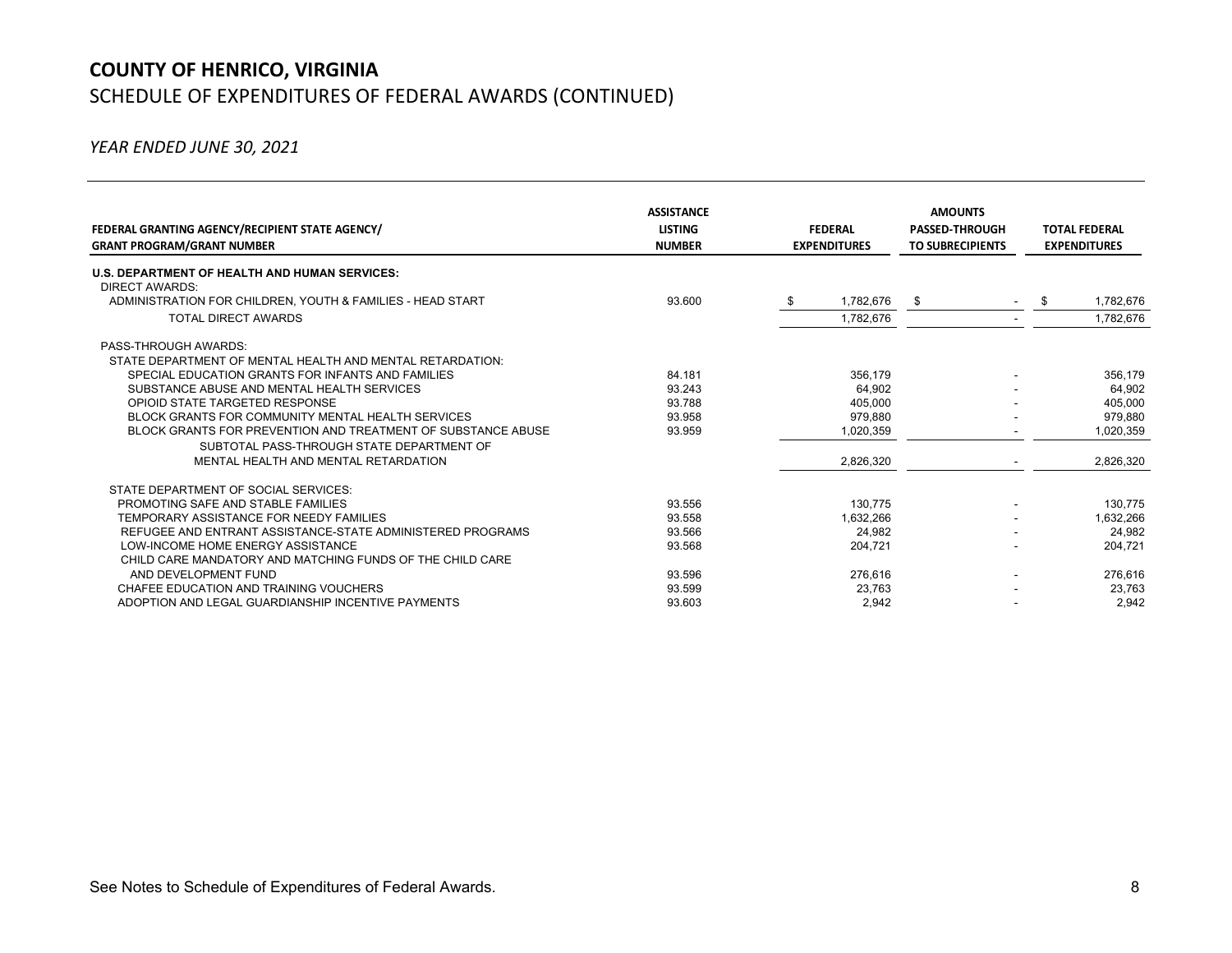# COUNTY OF HENRICO, VIRGINIA

## SCHEDULE OF EXPENDITURES OF FEDERAL AWARDS (CONTINUED)

*YEAR ENDED JUNE 30, 2021*

| FEDERAL GRANTING AGENCY/RECIPIENT STATE AGENCY/ GRANT PROGRAM/GRANT NUMBER | ASSISTANCE LISTING NUMBER | FEDERAL EXPENDITURES | AMOUNTS PASSED-THROUGH TO SUBRECIPIENTS | TOTAL FEDERAL EXPENDITURES |
|---|---|---|---|---|
| **U.S. DEPARTMENT OF HEALTH AND HUMAN SERVICES:** | | | | |
| DIRECT AWARDS: | | | | |
| ADMINISTRATION FOR CHILDREN, YOUTH & FAMILIES - HEAD START | 93.600 | $ 1,782,676 | $ - | $ 1,782,676 |
| TOTAL DIRECT AWARDS | | 1,782,676 | - | 1,782,676 |
| PASS-THROUGH AWARDS: | | | | |
| STATE DEPARTMENT OF MENTAL HEALTH AND MENTAL RETARDATION: | | | | |
| SPECIAL EDUCATION GRANTS FOR INFANTS AND FAMILIES | 84.181 | 356,179 | - | 356,179 |
| SUBSTANCE ABUSE AND MENTAL HEALTH SERVICES | 93.243 | 64,902 | - | 64,902 |
| OPIOID STATE TARGETED RESPONSE | 93.788 | 405,000 | - | 405,000 |
| BLOCK GRANTS FOR COMMUNITY MENTAL HEALTH SERVICES | 93.958 | 979,880 | - | 979,880 |
| BLOCK GRANTS FOR PREVENTION AND TREATMENT OF SUBSTANCE ABUSE | 93.959 | 1,020,359 | - | 1,020,359 |
| SUBTOTAL PASS-THROUGH STATE DEPARTMENT OF MENTAL HEALTH AND MENTAL RETARDATION | | 2,826,320 | - | 2,826,320 |
| STATE DEPARTMENT OF SOCIAL SERVICES: | | | | |
| PROMOTING SAFE AND STABLE FAMILIES | 93.556 | 130,775 | - | 130,775 |
| TEMPORARY ASSISTANCE FOR NEEDY FAMILIES | 93.558 | 1,632,266 | - | 1,632,266 |
| REFUGEE AND ENTRANT ASSISTANCE-STATE ADMINISTERED PROGRAMS | 93.566 | 24,982 | - | 24,982 |
| LOW-INCOME HOME ENERGY ASSISTANCE | 93.568 | 204,721 | - | 204,721 |
| CHILD CARE MANDATORY AND MATCHING FUNDS OF THE CHILD CARE AND DEVELOPMENT FUND | 93.596 | 276,616 | - | 276,616 |
| CHAFEE EDUCATION AND TRAINING VOUCHERS | 93.599 | 23,763 | - | 23,763 |
| ADOPTION AND LEGAL GUARDIANSHIP INCENTIVE PAYMENTS | 93.603 | 2,942 | - | 2,942 |

See Notes to Schedule of Expenditures of Federal Awards.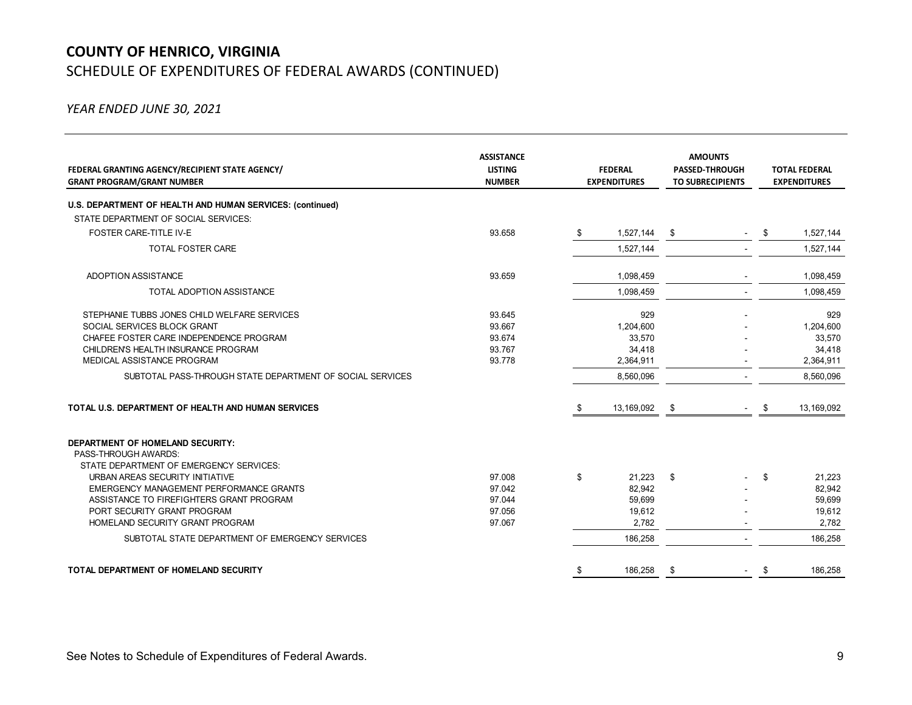# COUNTY OF HENRICO, VIRGINIA

## SCHEDULE OF EXPENDITURES OF FEDERAL AWARDS (CONTINUED)

*YEAR ENDED JUNE 30, 2021*

| FEDERAL GRANTING AGENCY/RECIPIENT STATE AGENCY/ GRANT PROGRAM/GRANT NUMBER | ASSISTANCE LISTING NUMBER | FEDERAL EXPENDITURES | AMOUNTS PASSED-THROUGH TO SUBRECIPIENTS | TOTAL FEDERAL EXPENDITURES |
|---|---|---|---|---|
| **U.S. DEPARTMENT OF HEALTH AND HUMAN SERVICES: (continued)** | | | | |
| STATE DEPARTMENT OF SOCIAL SERVICES: | | | | |
| FOSTER CARE-TITLE IV-E | 93.658 | $ 1,527,144 | $ - | $ 1,527,144 |
| TOTAL FOSTER CARE | | 1,527,144 | - | 1,527,144 |
| ADOPTION ASSISTANCE | 93.659 | 1,098,459 | - | 1,098,459 |
| TOTAL ADOPTION ASSISTANCE | | 1,098,459 | - | 1,098,459 |
| STEPHANIE TUBBS JONES CHILD WELFARE SERVICES | 93.645 | 929 | - | 929 |
| SOCIAL SERVICES BLOCK GRANT | 93.667 | 1,204,600 | - | 1,204,600 |
| CHAFEE FOSTER CARE INDEPENDENCE PROGRAM | 93.674 | 33,570 | - | 33,570 |
| CHILDREN'S HEALTH INSURANCE PROGRAM | 93.767 | 34,418 | - | 34,418 |
| MEDICAL ASSISTANCE PROGRAM | 93.778 | 2,364,911 | - | 2,364,911 |
| SUBTOTAL PASS-THROUGH STATE DEPARTMENT OF SOCIAL SERVICES | | 8,560,096 | - | 8,560,096 |
| **TOTAL U.S. DEPARTMENT OF HEALTH AND HUMAN SERVICES** | | $ 13,169,092 | $ - | $ 13,169,092 |
| **DEPARTMENT OF HOMELAND SECURITY:** | | | | |
| PASS-THROUGH AWARDS: | | | | |
| STATE DEPARTMENT OF EMERGENCY SERVICES: | | | | |
| URBAN AREAS SECURITY INITIATIVE | 97.008 | $ 21,223 | $ - | $ 21,223 |
| EMERGENCY MANAGEMENT PERFORMANCE GRANTS | 97.042 | 82,942 | - | 82,942 |
| ASSISTANCE TO FIREFIGHTERS GRANT PROGRAM | 97.044 | 59,699 | - | 59,699 |
| PORT SECURITY GRANT PROGRAM | 97.056 | 19,612 | - | 19,612 |
| HOMELAND SECURITY GRANT PROGRAM | 97.067 | 2,782 | - | 2,782 |
| SUBTOTAL STATE DEPARTMENT OF EMERGENCY SERVICES | | 186,258 | - | 186,258 |
| **TOTAL DEPARTMENT OF HOMELAND SECURITY** | | $ 186,258 | $ - | $ 186,258 |

See Notes to Schedule of Expenditures of Federal Awards.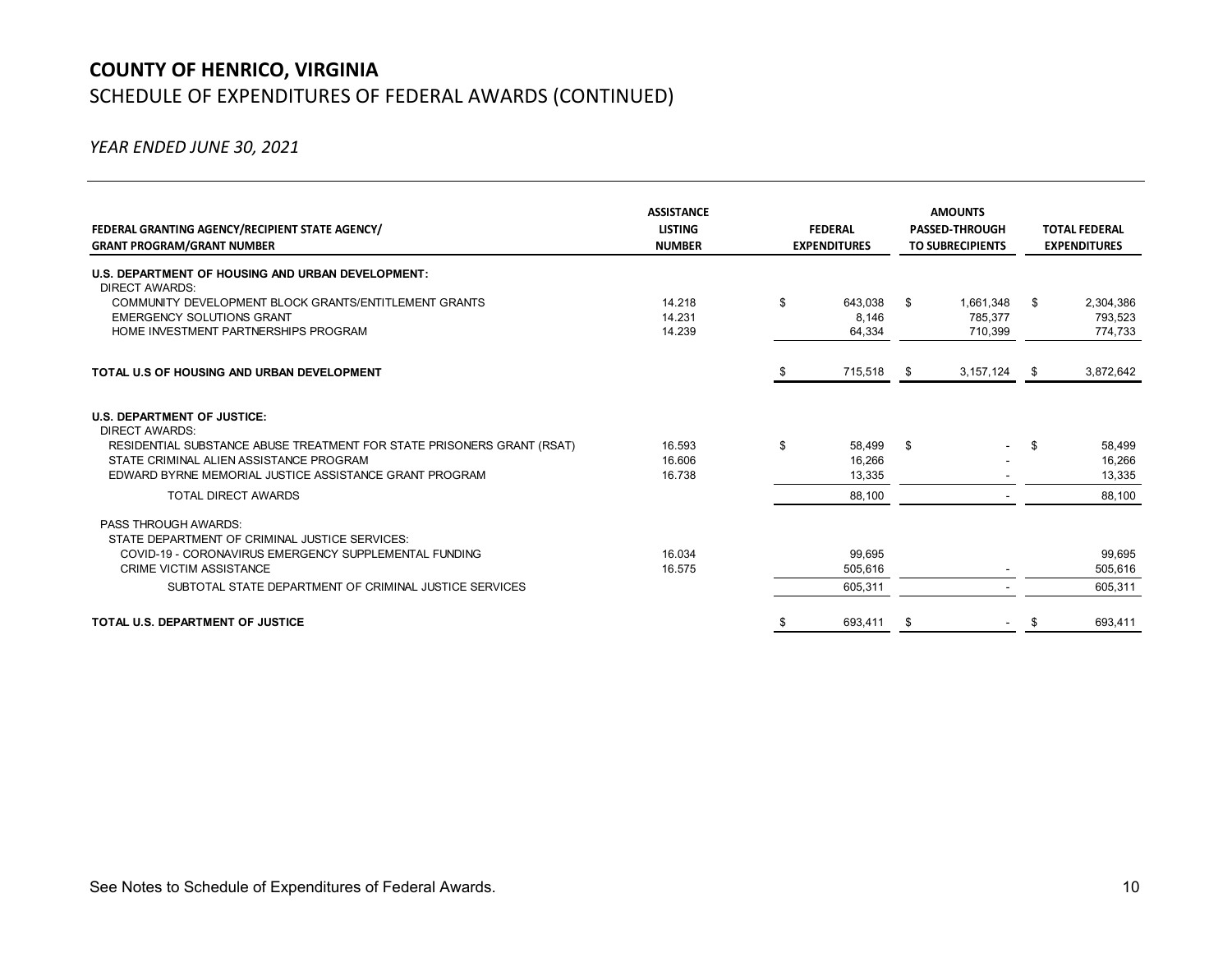# COUNTY OF HENRICO, VIRGINIA

## SCHEDULE OF EXPENDITURES OF FEDERAL AWARDS (CONTINUED)

*YEAR ENDED JUNE 30, 2021*

| FEDERAL GRANTING AGENCY/RECIPIENT STATE AGENCY/ GRANT PROGRAM/GRANT NUMBER | ASSISTANCE LISTING NUMBER | FEDERAL EXPENDITURES | AMOUNTS PASSED-THROUGH TO SUBRECIPIENTS | TOTAL FEDERAL EXPENDITURES |
|---|---|---|---|---|
| **U.S. DEPARTMENT OF HOUSING AND URBAN DEVELOPMENT:** | | | | |
| DIRECT AWARDS: | | | | |
| COMMUNITY DEVELOPMENT BLOCK GRANTS/ENTITLEMENT GRANTS | 14.218 | $ 643,038 | $ 1,661,348 | $ 2,304,386 |
| EMERGENCY SOLUTIONS GRANT | 14.231 | 8,146 | 785,377 | 793,523 |
| HOME INVESTMENT PARTNERSHIPS PROGRAM | 14.239 | 64,334 | 710,399 | 774,733 |
| **TOTAL U.S OF HOUSING AND URBAN DEVELOPMENT** | | $ 715,518 | $ 3,157,124 | $ 3,872,642 |
| **U.S. DEPARTMENT OF JUSTICE:** | | | | |
| DIRECT AWARDS: | | | | |
| RESIDENTIAL SUBSTANCE ABUSE TREATMENT FOR STATE PRISONERS GRANT (RSAT) | 16.593 | $ 58,499 | $ - | $ 58,499 |
| STATE CRIMINAL ALIEN ASSISTANCE PROGRAM | 16.606 | 16,266 | - | 16,266 |
| EDWARD BYRNE MEMORIAL JUSTICE ASSISTANCE GRANT PROGRAM | 16.738 | 13,335 | - | 13,335 |
| TOTAL DIRECT AWARDS | | 88,100 | - | 88,100 |
| PASS THROUGH AWARDS: | | | | |
| STATE DEPARTMENT OF CRIMINAL JUSTICE SERVICES: | | | | |
| COVID-19 - CORONAVIRUS EMERGENCY SUPPLEMENTAL FUNDING | 16.034 | 99,695 | | 99,695 |
| CRIME VICTIM ASSISTANCE | 16.575 | 505,616 | - | 505,616 |
| SUBTOTAL STATE DEPARTMENT OF CRIMINAL JUSTICE SERVICES | | 605,311 | - | 605,311 |
| **TOTAL U.S. DEPARTMENT OF JUSTICE** | | $ 693,411 | $ - | $ 693,411 |

See Notes to Schedule of Expenditures of Federal Awards.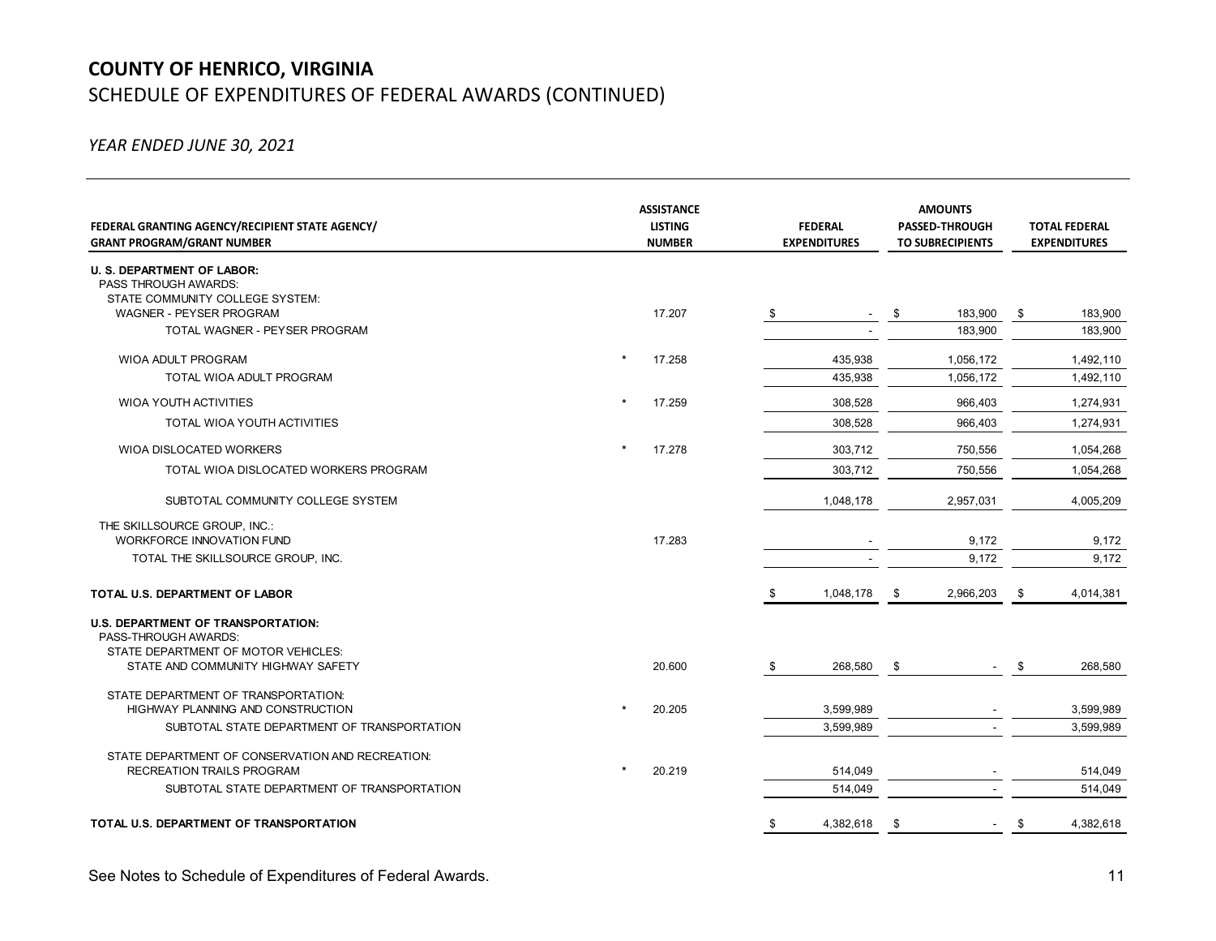# COUNTY OF HENRICO, VIRGINIA

## SCHEDULE OF EXPENDITURES OF FEDERAL AWARDS (CONTINUED)

*YEAR ENDED JUNE 30, 2021*

| FEDERAL GRANTING AGENCY/RECIPIENT STATE AGENCY/ GRANT PROGRAM/GRANT NUMBER | | ASSISTANCE LISTING NUMBER | FEDERAL EXPENDITURES | AMOUNTS PASSED-THROUGH TO SUBRECIPIENTS | TOTAL FEDERAL EXPENDITURES |
|---|---|---|---|---|---|
| **U. S. DEPARTMENT OF LABOR:** | | | | | |
| PASS THROUGH AWARDS: | | | | | |
| STATE COMMUNITY COLLEGE SYSTEM: | | | | | |
| WAGNER - PEYSER PROGRAM | | 17.207 | $ - | $ 183,900 | $ 183,900 |
| TOTAL WAGNER - PEYSER PROGRAM | | | - | 183,900 | 183,900 |
| WIOA ADULT PROGRAM | * | 17.258 | 435,938 | 1,056,172 | 1,492,110 |
| TOTAL WIOA ADULT PROGRAM | | | 435,938 | 1,056,172 | 1,492,110 |
| WIOA YOUTH ACTIVITIES | * | 17.259 | 308,528 | 966,403 | 1,274,931 |
| TOTAL WIOA YOUTH ACTIVITIES | | | 308,528 | 966,403 | 1,274,931 |
| WIOA DISLOCATED WORKERS | * | 17.278 | 303,712 | 750,556 | 1,054,268 |
| TOTAL WIOA DISLOCATED WORKERS PROGRAM | | | 303,712 | 750,556 | 1,054,268 |
| SUBTOTAL COMMUNITY COLLEGE SYSTEM | | | 1,048,178 | 2,957,031 | 4,005,209 |
| THE SKILLSOURCE GROUP, INC.: | | | | | |
| WORKFORCE INNOVATION FUND | | 17.283 | - | 9,172 | 9,172 |
| TOTAL THE SKILLSOURCE GROUP, INC. | | | - | 9,172 | 9,172 |
| **TOTAL U.S. DEPARTMENT OF LABOR** | | | $ 1,048,178 | $ 2,966,203 | $ 4,014,381 |
| **U.S. DEPARTMENT OF TRANSPORTATION:** | | | | | |
| PASS-THROUGH AWARDS: | | | | | |
| STATE DEPARTMENT OF MOTOR VEHICLES: | | | | | |
| STATE AND COMMUNITY HIGHWAY SAFETY | | 20.600 | $ 268,580 | $ - | $ 268,580 |
| STATE DEPARTMENT OF TRANSPORTATION: | | | | | |
| HIGHWAY PLANNING AND CONSTRUCTION | * | 20.205 | 3,599,989 | - | 3,599,989 |
| SUBTOTAL STATE DEPARTMENT OF TRANSPORTATION | | | 3,599,989 | - | 3,599,989 |
| STATE DEPARTMENT OF CONSERVATION AND RECREATION: | | | | | |
| RECREATION TRAILS PROGRAM | * | 20.219 | 514,049 | - | 514,049 |
| SUBTOTAL STATE DEPARTMENT OF TRANSPORTATION | | | 514,049 | - | 514,049 |
| **TOTAL U.S. DEPARTMENT OF TRANSPORTATION** | | | $ 4,382,618 | $ - | $ 4,382,618 |

See Notes to Schedule of Expenditures of Federal Awards.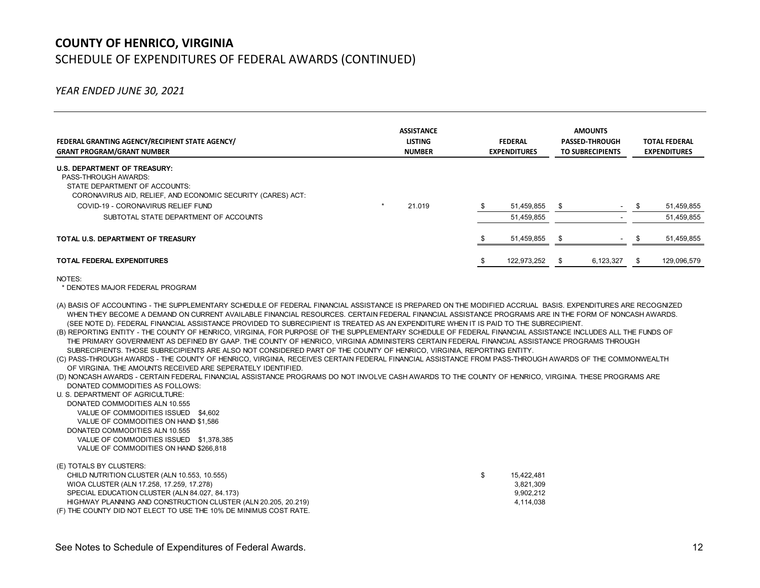# COUNTY OF HENRICO, VIRGINIA

## SCHEDULE OF EXPENDITURES OF FEDERAL AWARDS (CONTINUED)

*YEAR ENDED JUNE 30, 2021*

| FEDERAL GRANTING AGENCY/RECIPIENT STATE AGENCY/ GRANT PROGRAM/GRANT NUMBER | | ASSISTANCE LISTING NUMBER | FEDERAL EXPENDITURES | AMOUNTS PASSED-THROUGH TO SUBRECIPIENTS | TOTAL FEDERAL EXPENDITURES |
|---|---|---|---|---|---|
| **U.S. DEPARTMENT OF TREASURY:** | | | | | |
| PASS-THROUGH AWARDS: | | | | | |
| STATE DEPARTMENT OF ACCOUNTS: | | | | | |
| CORONAVIRUS AID, RELIEF, AND ECONOMIC SECURITY (CARES) ACT: | | | | | |
| COVID-19 - CORONAVIRUS RELIEF FUND | * | 21.019 | $ 51,459,855 | $ - | $ 51,459,855 |
| SUBTOTAL STATE DEPARTMENT OF ACCOUNTS | | | 51,459,855 | - | 51,459,855 |
| **TOTAL U.S. DEPARTMENT OF TREASURY** | | | $ 51,459,855 | $ - | $ 51,459,855 |
| **TOTAL FEDERAL EXPENDITURES** | | | $ 122,973,252 | $ 6,123,327 | $ 129,096,579 |

NOTES:

\* DENOTES MAJOR FEDERAL PROGRAM

(A) BASIS OF ACCOUNTING - THE SUPPLEMENTARY SCHEDULE OF FEDERAL FINANCIAL ASSISTANCE IS PREPARED ON THE MODIFIED ACCRUAL BASIS. EXPENDITURES ARE RECOGNIZED WHEN THEY BECOME A DEMAND ON CURRENT AVAILABLE FINANCIAL RESOURCES. CERTAIN FEDERAL FINANCIAL ASSISTANCE PROGRAMS ARE IN THE FORM OF NONCASH AWARDS. (SEE NOTE D). FEDERAL FINANCIAL ASSISTANCE PROVIDED TO SUBRECIPIENT IS TREATED AS AN EXPENDITURE WHEN IT IS PAID TO THE SUBRECIPIENT.

(B) REPORTING ENTITY - THE COUNTY OF HENRICO, VIRGINIA, FOR PURPOSE OF THE SUPPLEMENTARY SCHEDULE OF FEDERAL FINANCIAL ASSISTANCE INCLUDES ALL THE FUNDS OF THE PRIMARY GOVERNMENT AS DEFINED BY GAAP. THE COUNTY OF HENRICO, VIRGINIA ADMINISTERS CERTAIN FEDERAL FINANCIAL ASSISTANCE PROGRAMS THROUGH SUBRECIPIENTS. THOSE SUBRECIPIENTS ARE ALSO NOT CONSIDERED PART OF THE COUNTY OF HENRICO, VIRGINIA, REPORTING ENTITY.

(C) PASS-THROUGH AWARDS - THE COUNTY OF HENRICO, VIRGINIA, RECEIVES CERTAIN FEDERAL FINANCIAL ASSISTANCE FROM PASS-THROUGH AWARDS OF THE COMMONWEALTH OF VIRGINIA. THE AMOUNTS RECEIVED ARE SEPERATELY IDENTIFIED.

(D) NONCASH AWARDS - CERTAIN FEDERAL FINANCIAL ASSISTANCE PROGRAMS DO NOT INVOLVE CASH AWARDS TO THE COUNTY OF HENRICO, VIRGINIA. THESE PROGRAMS ARE DONATED COMMODITIES AS FOLLOWS:

U. S. DEPARTMENT OF AGRICULTURE:
- DONATED COMMODITIES ALN 10.555
  - VALUE OF COMMODITIES ISSUED $4,602
  - VALUE OF COMMODITIES ON HAND $1,586
- DONATED COMMODITIES ALN 10.555
  - VALUE OF COMMODITIES ISSUED $1,378,385
  - VALUE OF COMMODITIES ON HAND $266,818

(E) TOTALS BY CLUSTERS:

| | |
|---|---|
| CHILD NUTRITION CLUSTER (ALN 10.553, 10.555) | $ 15,422,481 |
| WIOA CLUSTER (ALN 17.258, 17.259, 17.278) | 3,821,309 |
| SPECIAL EDUCATION CLUSTER (ALN 84.027, 84.173) | 9,902,212 |
| HIGHWAY PLANNING AND CONSTRUCTION CLUSTER (ALN 20.205, 20.219) | 4,114,038 |

(F) THE COUNTY DID NOT ELECT TO USE THE 10% DE MINIMUS COST RATE.

See Notes to Schedule of Expenditures of Federal Awards.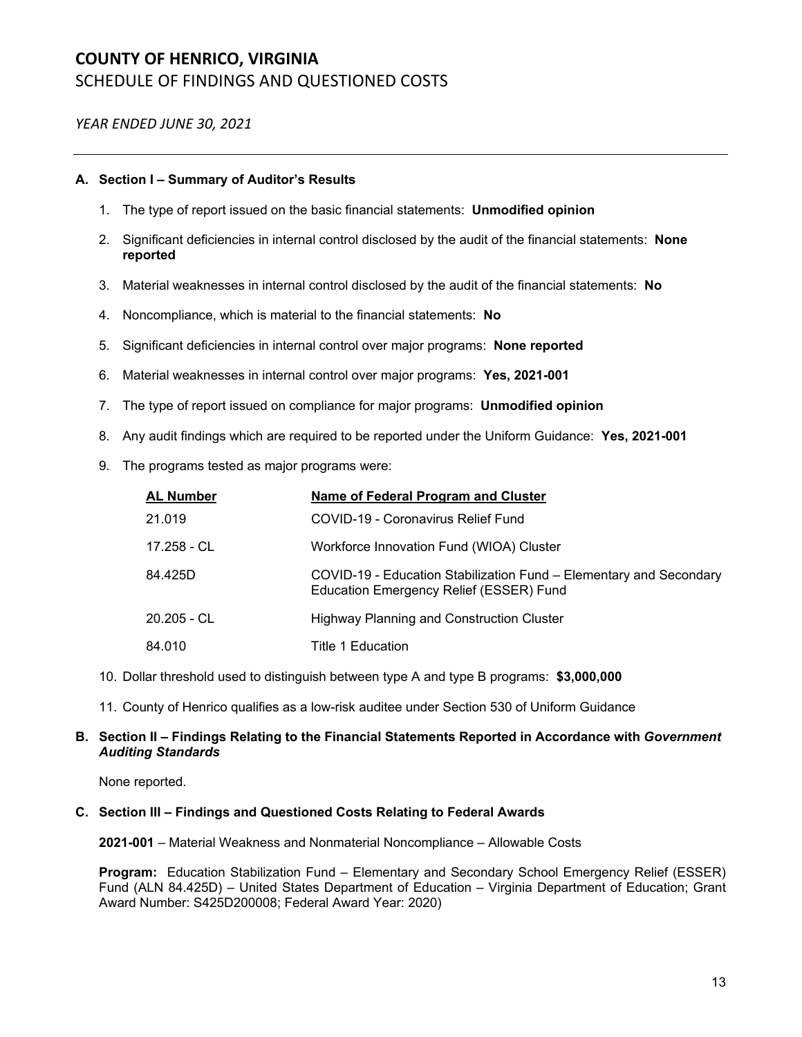# COUNTY OF HENRICO, VIRGINIA
## SCHEDULE OF FINDINGS AND QUESTIONED COSTS

*YEAR ENDED JUNE 30, 2021*

---

### A. Section I – Summary of Auditor's Results

1. The type of report issued on the basic financial statements: **Unmodified opinion**
2. Significant deficiencies in internal control disclosed by the audit of the financial statements: **None reported**
3. Material weaknesses in internal control disclosed by the audit of the financial statements: **No**
4. Noncompliance, which is material to the financial statements: **No**
5. Significant deficiencies in internal control over major programs: **None reported**
6. Material weaknesses in internal control over major programs: **Yes, 2021-001**
7. The type of report issued on compliance for major programs: **Unmodified opinion**
8. Any audit findings which are required to be reported under the Uniform Guidance: **Yes, 2021-001**
9. The programs tested as major programs were:

| AL Number | Name of Federal Program and Cluster |
|---|---|
| 21.019 | COVID-19 - Coronavirus Relief Fund |
| 17.258 - CL | Workforce Innovation Fund (WIOA) Cluster |
| 84.425D | COVID-19 - Education Stabilization Fund – Elementary and Secondary Education Emergency Relief (ESSER) Fund |
| 20.205 - CL | Highway Planning and Construction Cluster |
| 84.010 | Title 1 Education |

10. Dollar threshold used to distinguish between type A and type B programs: **$3,000,000**
11. County of Henrico qualifies as a low-risk auditee under Section 530 of Uniform Guidance

### B. Section II – Findings Relating to the Financial Statements Reported in Accordance with *Government Auditing Standards*

None reported.

### C. Section III – Findings and Questioned Costs Relating to Federal Awards

**2021-001** – Material Weakness and Nonmaterial Noncompliance – Allowable Costs

**Program:** Education Stabilization Fund – Elementary and Secondary School Emergency Relief (ESSER) Fund (ALN 84.425D) – United States Department of Education – Virginia Department of Education; Grant Award Number: S425D200008; Federal Award Year: 2020)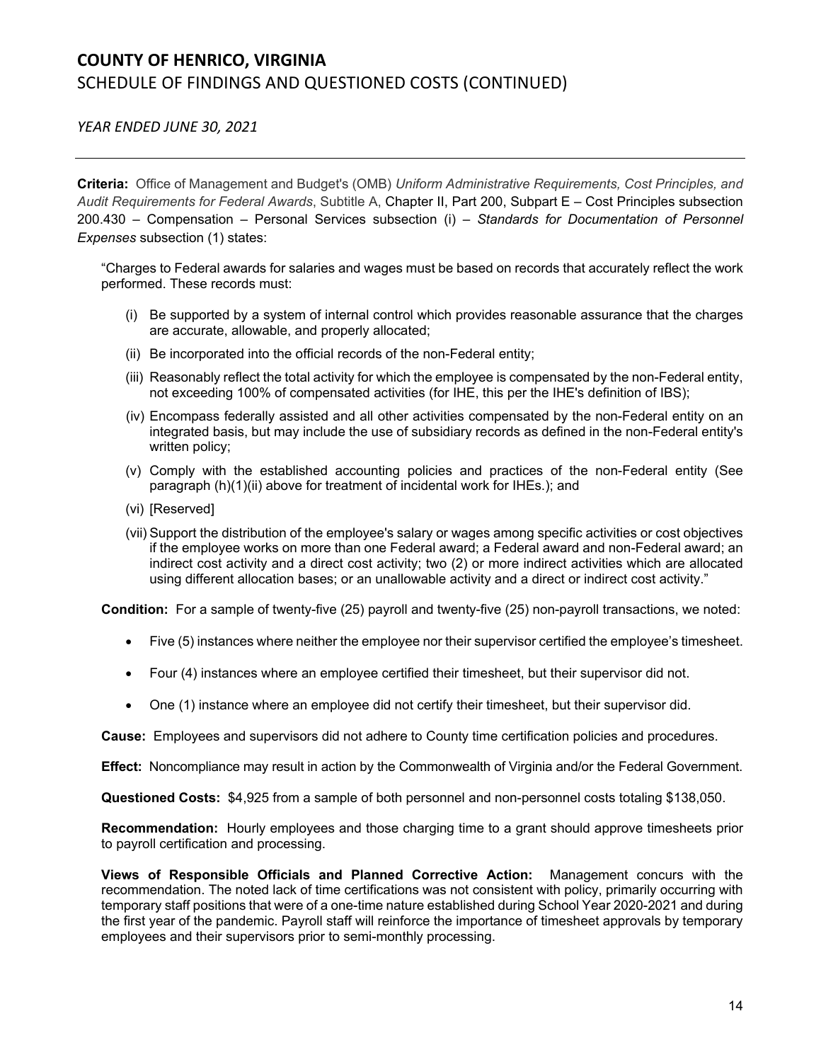# COUNTY OF HENRICO, VIRGINIA

## SCHEDULE OF FINDINGS AND QUESTIONED COSTS (CONTINUED)

*YEAR ENDED JUNE 30, 2021*

---

**Criteria:** Office of Management and Budget's (OMB) *Uniform Administrative Requirements, Cost Principles, and Audit Requirements for Federal Awards*, Subtitle A, Chapter II, Part 200, Subpart E – Cost Principles subsection 200.430 – Compensation – Personal Services subsection (i) – *Standards for Documentation of Personnel Expenses* subsection (1) states:

"Charges to Federal awards for salaries and wages must be based on records that accurately reflect the work performed. These records must:

(i) Be supported by a system of internal control which provides reasonable assurance that the charges are accurate, allowable, and properly allocated;

(ii) Be incorporated into the official records of the non-Federal entity;

(iii) Reasonably reflect the total activity for which the employee is compensated by the non-Federal entity, not exceeding 100% of compensated activities (for IHE, this per the IHE's definition of IBS);

(iv) Encompass federally assisted and all other activities compensated by the non-Federal entity on an integrated basis, but may include the use of subsidiary records as defined in the non-Federal entity's written policy;

(v) Comply with the established accounting policies and practices of the non-Federal entity (See paragraph (h)(1)(ii) above for treatment of incidental work for IHEs.); and

(vi) [Reserved]

(vii) Support the distribution of the employee's salary or wages among specific activities or cost objectives if the employee works on more than one Federal award; a Federal award and non-Federal award; an indirect cost activity and a direct cost activity; two (2) or more indirect activities which are allocated using different allocation bases; or an unallowable activity and a direct or indirect cost activity."

**Condition:** For a sample of twenty-five (25) payroll and twenty-five (25) non-payroll transactions, we noted:

- Five (5) instances where neither the employee nor their supervisor certified the employee's timesheet.
- Four (4) instances where an employee certified their timesheet, but their supervisor did not.
- One (1) instance where an employee did not certify their timesheet, but their supervisor did.

**Cause:** Employees and supervisors did not adhere to County time certification policies and procedures.

**Effect:** Noncompliance may result in action by the Commonwealth of Virginia and/or the Federal Government.

**Questioned Costs:** $4,925 from a sample of both personnel and non-personnel costs totaling $138,050.

**Recommendation:** Hourly employees and those charging time to a grant should approve timesheets prior to payroll certification and processing.

**Views of Responsible Officials and Planned Corrective Action:** Management concurs with the recommendation. The noted lack of time certifications was not consistent with policy, primarily occurring with temporary staff positions that were of a one-time nature established during School Year 2020-2021 and during the first year of the pandemic. Payroll staff will reinforce the importance of timesheet approvals by temporary employees and their supervisors prior to semi-monthly processing.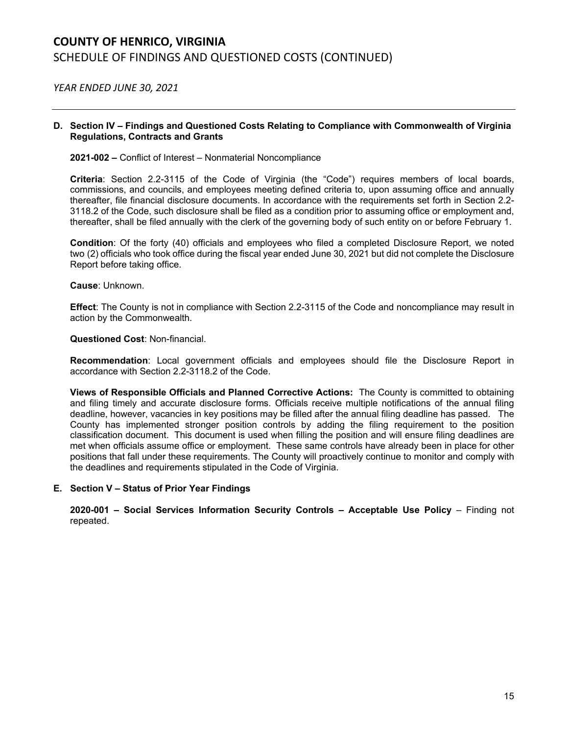# COUNTY OF HENRICO, VIRGINIA

## SCHEDULE OF FINDINGS AND QUESTIONED COSTS (CONTINUED)

*YEAR ENDED JUNE 30, 2021*

---

### D. Section IV – Findings and Questioned Costs Relating to Compliance with Commonwealth of Virginia Regulations, Contracts and Grants

**2021-002 –** Conflict of Interest – Nonmaterial Noncompliance

**Criteria**: Section 2.2-3115 of the Code of Virginia (the "Code") requires members of local boards, commissions, and councils, and employees meeting defined criteria to, upon assuming office and annually thereafter, file financial disclosure documents. In accordance with the requirements set forth in Section 2.2-3118.2 of the Code, such disclosure shall be filed as a condition prior to assuming office or employment and, thereafter, shall be filed annually with the clerk of the governing body of such entity on or before February 1.

**Condition**: Of the forty (40) officials and employees who filed a completed Disclosure Report, we noted two (2) officials who took office during the fiscal year ended June 30, 2021 but did not complete the Disclosure Report before taking office.

**Cause**: Unknown.

**Effect**: The County is not in compliance with Section 2.2-3115 of the Code and noncompliance may result in action by the Commonwealth.

**Questioned Cost**: Non-financial.

**Recommendation**: Local government officials and employees should file the Disclosure Report in accordance with Section 2.2-3118.2 of the Code.

**Views of Responsible Officials and Planned Corrective Actions:** The County is committed to obtaining and filing timely and accurate disclosure forms. Officials receive multiple notifications of the annual filing deadline, however, vacancies in key positions may be filled after the annual filing deadline has passed. The County has implemented stronger position controls by adding the filing requirement to the position classification document. This document is used when filling the position and will ensure filing deadlines are met when officials assume office or employment. These same controls have already been in place for other positions that fall under these requirements. The County will proactively continue to monitor and comply with the deadlines and requirements stipulated in the Code of Virginia.

### E. Section V – Status of Prior Year Findings

**2020-001 – Social Services Information Security Controls – Acceptable Use Policy** – Finding not repeated.